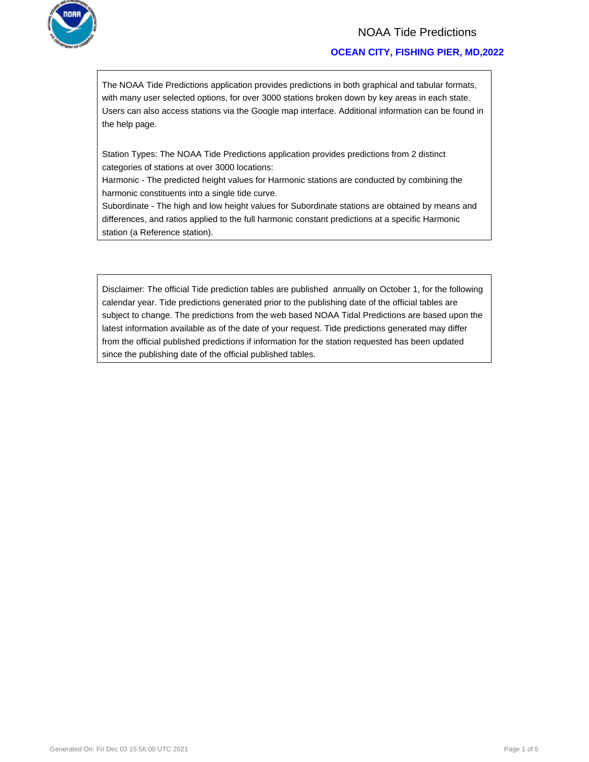# NOAA Tide Predictions

## OCEAN CITY, FISHING PIER, MD,2022

The NOAA Tide Predictions application provides predictions in both graphical and tabular formats, with many user selected options, for over 3000 stations broken down by key areas in each state. Users can also access stations via the Google map interface. Additional information can be found in the help page.

Station Types: The NOAA Tide Predictions application provides predictions from 2 distinct categories of stations at over 3000 locations:
Harmonic - The predicted height values for Harmonic stations are conducted by combining the harmonic constituents into a single tide curve.
Subordinate - The high and low height values for Subordinate stations are obtained by means and differences, and ratios applied to the full harmonic constant predictions at a specific Harmonic station (a Reference station).

Disclaimer: The official Tide prediction tables are published annually on October 1, for the following calendar year. Tide predictions generated prior to the publishing date of the official tables are subject to change. The predictions from the web based NOAA Tidal Predictions are based upon the latest information available as of the date of your request. Tide predictions generated may differ from the official published predictions if information for the station requested has been updated since the publishing date of the official published tables.

Generated On: Fri Dec 03 15:56:00 UTC 2021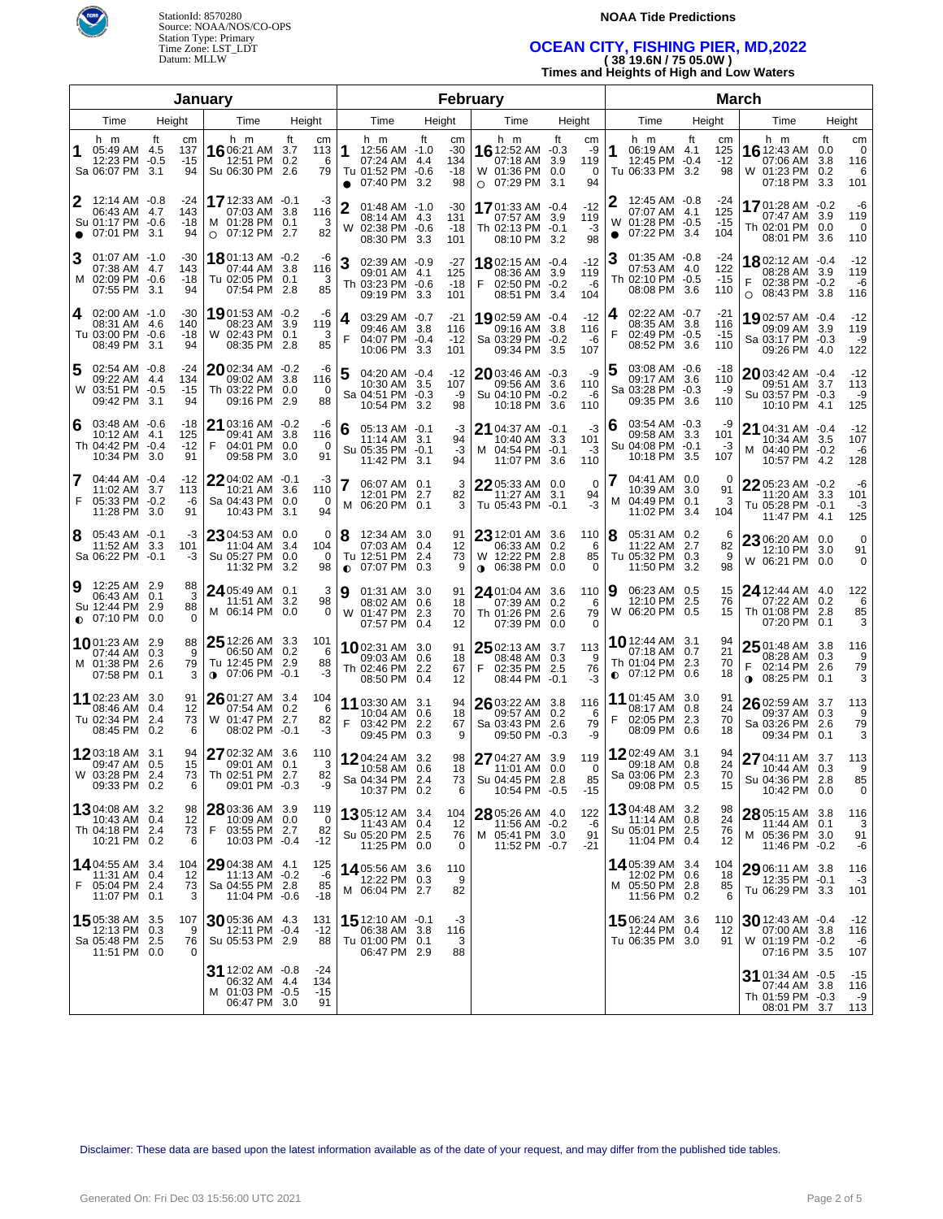StationId: 8570280
Source: NOAA/NOS/CO-OPS
Station Type: Primary
Time Zone: LST_LDT
Datum: MLLW

**NOAA Tide Predictions**

# OCEAN CITY, FISHING PIER, MD,2022

**( 38 19.6N / 75 05.0W )**

**Times and Heights of High and Low Waters**

## January

| Date | Day | Time (h m) | Height (ft) | Height (cm) |
|---|---|---|---|---|
| 1 | Sa | 05:49 AM | 4.5 | 137 |
| | | 12:23 PM | -0.5 | -15 |
| | | 06:07 PM | 3.1 | 94 |
| 2 | Su ● | 12:14 AM | -0.8 | -24 |
| | | 06:43 AM | 4.7 | 143 |
| | | 01:17 PM | -0.6 | -18 |
| | | 07:01 PM | 3.1 | 94 |
| 3 | M | 01:07 AM | -1.0 | -30 |
| | | 07:38 AM | 4.7 | 143 |
| | | 02:09 PM | -0.6 | -18 |
| | | 07:55 PM | 3.1 | 94 |
| 4 | Tu | 02:00 AM | -1.0 | -30 |
| | | 08:31 AM | 4.6 | 140 |
| | | 03:00 PM | -0.6 | -18 |
| | | 08:49 PM | 3.1 | 94 |
| 5 | W | 02:54 AM | -0.8 | -24 |
| | | 09:22 AM | 4.4 | 134 |
| | | 03:51 PM | -0.5 | -15 |
| | | 09:42 PM | 3.1 | 94 |
| 6 | Th | 03:48 AM | -0.6 | -18 |
| | | 10:12 AM | 4.1 | 125 |
| | | 04:42 PM | -0.4 | -12 |
| | | 10:34 PM | 3.0 | 91 |
| 7 | F | 04:44 AM | -0.4 | -12 |
| | | 11:02 AM | 3.7 | 113 |
| | | 05:33 PM | -0.2 | -6 |
| | | 11:28 PM | 3.0 | 91 |
| 8 | Sa | 05:43 AM | -0.1 | -3 |
| | | 11:52 AM | 3.3 | 101 |
| | | 06:22 PM | -0.1 | -3 |
| 9 | Su ◐ | 12:25 AM | 2.9 | 88 |
| | | 06:43 AM | 0.1 | 3 |
| | | 12:44 PM | 2.9 | 88 |
| | | 07:10 PM | 0.0 | 0 |
| 10 | M | 01:23 AM | 2.9 | 88 |
| | | 07:44 AM | 0.3 | 9 |
| | | 01:38 PM | 2.6 | 79 |
| | | 07:58 PM | 0.1 | 3 |
| 11 | Tu | 02:23 AM | 3.0 | 91 |
| | | 08:46 AM | 0.4 | 12 |
| | | 02:34 PM | 2.4 | 73 |
| | | 08:45 PM | 0.2 | 6 |
| 12 | W | 03:18 AM | 3.1 | 94 |
| | | 09:47 AM | 0.5 | 15 |
| | | 03:28 PM | 2.4 | 73 |
| | | 09:33 PM | 0.2 | 6 |
| 13 | Th | 04:08 AM | 3.2 | 98 |
| | | 10:43 AM | 0.4 | 12 |
| | | 04:18 PM | 2.4 | 73 |
| | | 10:21 PM | 0.2 | 6 |
| 14 | F | 04:55 AM | 3.4 | 104 |
| | | 11:31 AM | 0.4 | 12 |
| | | 05:04 PM | 2.4 | 73 |
| | | 11:07 PM | 0.1 | 3 |
| 15 | Sa | 05:38 AM | 3.5 | 107 |
| | | 12:13 PM | 0.3 | 9 |
| | | 05:48 PM | 2.5 | 76 |
| | | 11:51 PM | 0.0 | 0 |
| 16 | Su | 06:21 AM | 3.7 | 113 |
| | | 12:51 PM | 0.2 | 6 |
| | | 06:30 PM | 2.6 | 79 |
| 17 | M ○ | 12:33 AM | -0.1 | -3 |
| | | 07:03 AM | 3.8 | 116 |
| | | 01:28 PM | 0.1 | 3 |
| | | 07:12 PM | 2.7 | 82 |
| 18 | Tu | 01:13 AM | -0.2 | -6 |
| | | 07:44 AM | 3.8 | 116 |
| | | 02:05 PM | 0.1 | 3 |
| | | 07:54 PM | 2.8 | 85 |
| 19 | W | 01:53 AM | -0.2 | -6 |
| | | 08:23 AM | 3.9 | 119 |
| | | 02:43 PM | 0.1 | 3 |
| | | 08:35 PM | 2.8 | 85 |
| 20 | Th | 02:34 AM | -0.2 | -6 |
| | | 09:02 AM | 3.8 | 116 |
| | | 03:22 PM | 0.0 | 0 |
| | | 09:16 PM | 2.9 | 88 |
| 21 | F | 03:16 AM | -0.2 | -6 |
| | | 09:41 AM | 3.8 | 116 |
| | | 04:01 PM | 0.0 | 0 |
| | | 09:58 PM | 3.0 | 91 |
| 22 | Sa | 04:02 AM | -0.1 | -3 |
| | | 10:21 AM | 3.6 | 110 |
| | | 04:43 PM | 0.0 | 0 |
| | | 10:43 PM | 3.1 | 94 |
| 23 | Su | 04:53 AM | 0.0 | 0 |
| | | 11:04 AM | 3.4 | 104 |
| | | 05:27 PM | 0.0 | 0 |
| | | 11:32 PM | 3.2 | 98 |
| 24 | M | 05:49 AM | 0.1 | 3 |
| | | 11:51 AM | 3.2 | 98 |
| | | 06:14 PM | 0.0 | 0 |
| 25 | Tu ◑ | 12:26 AM | 3.3 | 101 |
| | | 06:50 AM | 0.2 | 6 |
| | | 12:45 PM | 2.9 | 88 |
| | | 07:06 PM | -0.1 | -3 |
| 26 | W | 01:27 AM | 3.4 | 104 |
| | | 07:54 AM | 0.2 | 6 |
| | | 01:47 PM | 2.7 | 82 |
| | | 08:02 PM | -0.1 | -3 |
| 27 | Th | 02:32 AM | 3.6 | 110 |
| | | 09:01 AM | 0.1 | 3 |
| | | 02:51 PM | 2.7 | 82 |
| | | 09:01 PM | -0.3 | -9 |
| 28 | F | 03:36 AM | 3.9 | 119 |
| | | 10:09 AM | 0.0 | 0 |
| | | 03:55 PM | 2.7 | 82 |
| | | 10:03 PM | -0.4 | -12 |
| 29 | Sa | 04:38 AM | 4.1 | 125 |
| | | 11:13 AM | -0.2 | -6 |
| | | 04:55 PM | 2.8 | 85 |
| | | 11:04 PM | -0.6 | -18 |
| 30 | Su | 05:36 AM | 4.3 | 131 |
| | | 12:11 PM | -0.4 | -12 |
| | | 05:53 PM | 2.9 | 88 |
| 31 | M | 12:02 AM | -0.8 | -24 |
| | | 06:32 AM | 4.4 | 134 |
| | | 01:03 PM | -0.5 | -15 |
| | | 06:47 PM | 3.0 | 91 |

## February

| Date | Day | Time (h m) | Height (ft) | Height (cm) |
|---|---|---|---|---|
| 1 | Tu ● | 12:56 AM | -1.0 | -30 |
| | | 07:24 AM | 4.4 | 134 |
| | | 01:52 PM | -0.6 | -18 |
| | | 07:40 PM | 3.2 | 98 |
| 2 | W | 01:48 AM | -1.0 | -30 |
| | | 08:14 AM | 4.3 | 131 |
| | | 02:38 PM | -0.6 | -18 |
| | | 08:30 PM | 3.3 | 101 |
| 3 | Th | 02:39 AM | -0.9 | -27 |
| | | 09:01 AM | 4.1 | 125 |
| | | 03:23 PM | -0.6 | -18 |
| | | 09:19 PM | 3.3 | 101 |
| 4 | F | 03:29 AM | -0.7 | -21 |
| | | 09:46 AM | 3.8 | 116 |
| | | 04:07 PM | -0.4 | -12 |
| | | 10:06 PM | 3.3 | 101 |
| 5 | Sa | 04:20 AM | -0.4 | -12 |
| | | 10:30 AM | 3.5 | 107 |
| | | 04:51 PM | -0.3 | -9 |
| | | 10:54 PM | 3.2 | 98 |
| 6 | Su | 05:13 AM | -0.1 | -3 |
| | | 11:14 AM | 3.1 | 94 |
| | | 05:35 PM | -0.1 | -3 |
| | | 11:42 PM | 3.1 | 94 |
| 7 | M | 06:07 AM | 0.1 | 3 |
| | | 12:01 PM | 2.7 | 82 |
| | | 06:20 PM | 0.1 | 3 |
| 8 | Tu ◐ | 12:34 AM | 3.0 | 91 |
| | | 07:03 AM | 0.4 | 12 |
| | | 12:51 PM | 2.4 | 73 |
| | | 07:07 PM | 0.3 | 9 |
| 9 | W | 01:31 AM | 3.0 | 91 |
| | | 08:02 AM | 0.6 | 18 |
| | | 01:47 PM | 2.3 | 70 |
| | | 07:57 PM | 0.4 | 12 |
| 10 | Th | 02:31 AM | 3.0 | 91 |
| | | 09:03 AM | 0.6 | 18 |
| | | 02:46 PM | 2.2 | 67 |
| | | 08:50 PM | 0.4 | 12 |
| 11 | F | 03:30 AM | 3.1 | 94 |
| | | 10:04 AM | 0.6 | 18 |
| | | 03:42 PM | 2.2 | 67 |
| | | 09:45 PM | 0.3 | 9 |
| 12 | Sa | 04:24 AM | 3.2 | 98 |
| | | 10:58 AM | 0.6 | 18 |
| | | 04:34 PM | 2.4 | 73 |
| | | 10:37 PM | 0.2 | 6 |
| 13 | Su | 05:12 AM | 3.4 | 104 |
| | | 11:43 AM | 0.4 | 12 |
| | | 05:20 PM | 2.5 | 76 |
| | | 11:25 PM | 0.0 | 0 |
| 14 | M | 05:56 AM | 3.6 | 110 |
| | | 12:22 PM | 0.3 | 9 |
| | | 06:04 PM | 2.7 | 82 |
| 15 | Tu | 12:10 AM | -0.1 | -3 |
| | | 06:38 AM | 3.8 | 116 |
| | | 01:00 PM | 0.1 | 3 |
| | | 06:47 PM | 2.9 | 88 |
| 16 | W ○ | 12:52 AM | -0.3 | -9 |
| | | 07:18 AM | 3.9 | 119 |
| | | 01:36 PM | 0.0 | 0 |
| | | 07:29 PM | 3.1 | 94 |
| 17 | Th | 01:33 AM | -0.4 | -12 |
| | | 07:57 AM | 3.9 | 119 |
| | | 02:13 PM | -0.1 | -3 |
| | | 08:10 PM | 3.2 | 98 |
| 18 | F | 02:15 AM | -0.4 | -12 |
| | | 08:36 AM | 3.9 | 119 |
| | | 02:50 PM | -0.2 | -6 |
| | | 08:51 PM | 3.4 | 104 |
| 19 | Sa | 02:59 AM | -0.4 | -12 |
| | | 09:16 AM | 3.8 | 116 |
| | | 03:29 PM | -0.2 | -6 |
| | | 09:34 PM | 3.5 | 107 |
| 20 | Su | 03:46 AM | -0.3 | -9 |
| | | 09:56 AM | 3.6 | 110 |
| | | 04:10 PM | -0.2 | -6 |
| | | 10:18 PM | 3.6 | 110 |
| 21 | M | 04:37 AM | -0.1 | -3 |
| | | 10:40 AM | 3.3 | 101 |
| | | 04:54 PM | -0.1 | -3 |
| | | 11:07 PM | 3.6 | 110 |
| 22 | Tu | 05:33 AM | 0.0 | 0 |
| | | 11:27 AM | 3.1 | 94 |
| | | 05:43 PM | -0.1 | -3 |
| 23 | W ◑ | 12:01 AM | 3.6 | 110 |
| | | 06:33 AM | 0.2 | 6 |
| | | 12:22 PM | 2.8 | 85 |
| | | 06:38 PM | 0.0 | 0 |
| 24 | Th | 01:04 AM | 3.6 | 110 |
| | | 07:39 AM | 0.2 | 6 |
| | | 01:26 PM | 2.6 | 79 |
| | | 07:39 PM | 0.0 | 0 |
| 25 | F | 02:13 AM | 3.7 | 113 |
| | | 08:48 AM | 0.3 | 9 |
| | | 02:35 PM | 2.5 | 76 |
| | | 08:44 PM | -0.1 | -3 |
| 26 | Sa | 03:22 AM | 3.8 | 116 |
| | | 09:57 AM | 0.2 | 6 |
| | | 03:43 PM | 2.6 | 79 |
| | | 09:50 PM | -0.3 | -9 |
| 27 | Su | 04:27 AM | 3.9 | 119 |
| | | 11:01 AM | 0.0 | 0 |
| | | 04:45 PM | 2.8 | 85 |
| | | 10:54 PM | -0.5 | -15 |
| 28 | M | 05:26 AM | 4.0 | 122 |
| | | 11:56 AM | -0.2 | -6 |
| | | 05:41 PM | 3.0 | 91 |
| | | 11:52 PM | -0.7 | -21 |

## March

| Date | Day | Time (h m) | Height (ft) | Height (cm) |
|---|---|---|---|---|
| 1 | Tu | 06:19 AM | 4.1 | 125 |
| | | 12:45 PM | -0.4 | -12 |
| | | 06:33 PM | 3.2 | 98 |
| 2 | W ● | 12:45 AM | -0.8 | -24 |
| | | 07:07 AM | 4.1 | 125 |
| | | 01:28 PM | -0.5 | -15 |
| | | 07:22 PM | 3.4 | 104 |
| 3 | Th | 01:35 AM | -0.8 | -24 |
| | | 07:53 AM | 4.0 | 122 |
| | | 02:10 PM | -0.5 | -15 |
| | | 08:08 PM | 3.6 | 110 |
| 4 | F | 02:22 AM | -0.7 | -21 |
| | | 08:35 AM | 3.8 | 116 |
| | | 02:49 PM | -0.5 | -15 |
| | | 08:52 PM | 3.6 | 110 |
| 5 | Sa | 03:08 AM | -0.6 | -18 |
| | | 09:17 AM | 3.6 | 110 |
| | | 03:28 PM | -0.3 | -9 |
| | | 09:35 PM | 3.6 | 110 |
| 6 | Su | 03:54 AM | -0.3 | -9 |
| | | 09:58 AM | 3.3 | 101 |
| | | 04:08 PM | -0.1 | -3 |
| | | 10:18 PM | 3.5 | 107 |
| 7 | M | 04:41 AM | 0.0 | 0 |
| | | 10:39 AM | 3.0 | 91 |
| | | 04:49 PM | 0.1 | 3 |
| | | 11:02 PM | 3.4 | 104 |
| 8 | Tu | 05:31 AM | 0.2 | 6 |
| | | 11:22 AM | 2.7 | 82 |
| | | 05:32 PM | 0.3 | 9 |
| | | 11:50 PM | 3.2 | 98 |
| 9 | W | 06:23 AM | 0.5 | 15 |
| | | 12:10 PM | 2.5 | 76 |
| | | 06:20 PM | 0.5 | 15 |
| 10 | Th ◐ | 12:44 AM | 3.1 | 94 |
| | | 07:18 AM | 0.7 | 21 |
| | | 01:04 PM | 2.3 | 70 |
| | | 07:12 PM | 0.6 | 18 |
| 11 | F | 01:45 AM | 3.0 | 91 |
| | | 08:17 AM | 0.8 | 24 |
| | | 02:05 PM | 2.3 | 70 |
| | | 08:09 PM | 0.6 | 18 |
| 12 | Sa | 02:49 AM | 3.1 | 94 |
| | | 09:18 AM | 0.8 | 24 |
| | | 03:06 PM | 2.3 | 70 |
| | | 09:08 PM | 0.5 | 15 |
| 13 | Su | 04:48 AM | 3.2 | 98 |
| | | 11:14 AM | 0.8 | 24 |
| | | 05:01 PM | 2.5 | 76 |
| | | 11:04 PM | 0.4 | 12 |
| 14 | M | 05:39 AM | 3.4 | 104 |
| | | 12:02 PM | 0.6 | 18 |
| | | 05:50 PM | 2.8 | 85 |
| | | 11:56 PM | 0.2 | 6 |
| 15 | Tu | 06:24 AM | 3.6 | 110 |
| | | 12:44 PM | 0.4 | 12 |
| | | 06:35 PM | 3.0 | 91 |
| 16 | W | 12:43 AM | 0.0 | 0 |
| | | 07:06 AM | 3.8 | 116 |
| | | 01:23 PM | 0.2 | 6 |
| | | 07:18 PM | 3.3 | 101 |
| 17 | Th | 01:28 AM | -0.2 | -6 |
| | | 07:47 AM | 3.9 | 119 |
| | | 02:01 PM | 0.0 | 0 |
| | | 08:01 PM | 3.6 | 110 |
| 18 | F ○ | 02:12 AM | -0.4 | -12 |
| | | 08:28 AM | 3.9 | 119 |
| | | 02:38 PM | -0.2 | -6 |
| | | 08:43 PM | 3.8 | 116 |
| 19 | Sa | 02:57 AM | -0.4 | -12 |
| | | 09:09 AM | 3.9 | 119 |
| | | 03:17 PM | -0.3 | -9 |
| | | 09:26 PM | 4.0 | 122 |
| 20 | Su | 03:42 AM | -0.4 | -12 |
| | | 09:51 AM | 3.7 | 113 |
| | | 03:57 PM | -0.3 | -9 |
| | | 10:10 PM | 4.1 | 125 |
| 21 | M | 04:31 AM | -0.4 | -12 |
| | | 10:34 AM | 3.5 | 107 |
| | | 04:40 PM | -0.2 | -6 |
| | | 10:57 PM | 4.2 | 128 |
| 22 | Tu | 05:23 AM | -0.2 | -6 |
| | | 11:20 AM | 3.3 | 101 |
| | | 05:28 PM | -0.1 | -3 |
| | | 11:47 PM | 4.1 | 125 |
| 23 | W | 06:20 AM | 0.0 | 0 |
| | | 12:10 PM | 3.0 | 91 |
| | | 06:21 PM | 0.0 | 0 |
| 24 | Th | 12:44 AM | 4.0 | 122 |
| | | 07:22 AM | 0.2 | 6 |
| | | 01:08 PM | 2.8 | 85 |
| | | 07:20 PM | 0.1 | 3 |
| 25 | F ◑ | 01:48 AM | 3.8 | 116 |
| | | 08:28 AM | 0.3 | 9 |
| | | 02:14 PM | 2.6 | 79 |
| | | 08:25 PM | 0.1 | 3 |
| 26 | Sa | 02:59 AM | 3.7 | 113 |
| | | 09:37 AM | 0.3 | 9 |
| | | 03:26 PM | 2.6 | 79 |
| | | 09:34 PM | 0.1 | 3 |
| 27 | Su | 04:11 AM | 3.7 | 113 |
| | | 10:44 AM | 0.3 | 9 |
| | | 04:36 PM | 2.8 | 85 |
| | | 10:42 PM | 0.0 | 0 |
| 28 | M | 05:15 AM | 3.8 | 116 |
| | | 11:44 AM | 0.1 | 3 |
| | | 05:36 PM | 3.0 | 91 |
| | | 11:46 PM | -0.2 | -6 |
| 29 | Tu | 06:11 AM | 3.8 | 116 |
| | | 12:35 PM | -0.1 | -3 |
| | | 06:29 PM | 3.3 | 101 |
| 30 | W | 12:43 AM | -0.4 | -12 |
| | | 07:00 AM | 3.8 | 116 |
| | | 01:19 PM | -0.2 | -6 |
| | | 07:16 PM | 3.5 | 107 |
| 31 | Th | 01:34 AM | -0.5 | -15 |
| | | 07:44 AM | 3.8 | 116 |
| | | 01:59 PM | -0.3 | -9 |
| | | 08:01 PM | 3.7 | 113 |

Disclaimer: These data are based upon the latest information available as of the date of your request, and may differ from the published tide tables.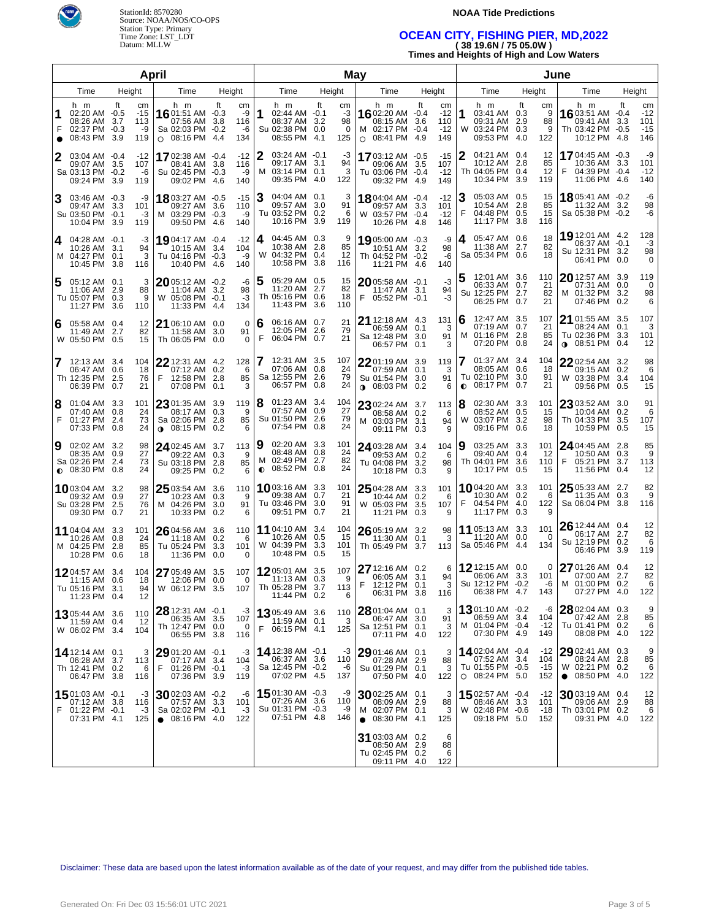StationId: 8570280
Source: NOAA/NOS/CO-OPS
Station Type: Primary
Time Zone: LST_LDT
Datum: MLLW

**NOAA Tide Predictions**

## OCEAN CITY, FISHING PIER, MD,2022
**( 38 19.6N / 75 05.0W )**
**Times and Heights of High and Low Waters**

### April

| Day | Time (h m) | Height (ft) | Height (cm) |
|---|---|---|---|
| 1 F ● | 02:20 AM<br>08:26 AM<br>02:37 PM<br>08:43 PM | -0.5<br>3.7<br>-0.3<br>3.9 | -15<br>113<br>-9<br>119 |
| 2 Sa | 03:04 AM<br>09:07 AM<br>03:13 PM<br>09:24 PM | -0.4<br>3.5<br>-0.2<br>3.9 | -12<br>107<br>-6<br>119 |
| 3 Su | 03:46 AM<br>09:47 AM<br>03:50 PM<br>10:04 PM | -0.3<br>3.3<br>-0.1<br>3.9 | -9<br>101<br>-3<br>119 |
| 4 M | 04:28 AM<br>10:26 AM<br>04:27 PM<br>10:45 PM | -0.1<br>3.1<br>0.1<br>3.8 | -3<br>94<br>3<br>116 |
| 5 Tu | 05:12 AM<br>11:06 AM<br>05:07 PM<br>11:27 PM | 0.1<br>2.9<br>0.3<br>3.6 | 3<br>88<br>9<br>110 |
| 6 W | 05:58 AM<br>11:49 AM<br>05:50 PM | 0.4<br>2.7<br>0.5 | 12<br>82<br>15 |
| 7 Th | 12:13 AM<br>06:47 AM<br>12:35 PM<br>06:39 PM | 3.4<br>0.6<br>2.5<br>0.7 | 104<br>18<br>76<br>21 |
| 8 F | 01:04 AM<br>07:40 AM<br>01:27 PM<br>07:33 PM | 3.3<br>0.8<br>2.4<br>0.8 | 101<br>24<br>73<br>24 |
| 9 Sa ◐ | 02:02 AM<br>08:35 AM<br>02:26 PM<br>08:30 PM | 3.2<br>0.9<br>2.4<br>0.8 | 98<br>27<br>73<br>24 |
| 10 Su | 03:04 AM<br>09:32 AM<br>03:28 PM<br>09:30 PM | 3.2<br>0.9<br>2.5<br>0.7 | 98<br>27<br>76<br>21 |
| 11 M | 04:04 AM<br>10:26 AM<br>04:25 PM<br>10:28 PM | 3.3<br>0.8<br>2.8<br>0.6 | 101<br>24<br>85<br>18 |
| 12 Tu | 04:57 AM<br>11:15 AM<br>05:16 PM<br>11:23 PM | 3.4<br>0.6<br>3.1<br>0.4 | 104<br>18<br>94<br>12 |
| 13 W | 05:44 AM<br>11:59 AM<br>06:02 PM | 3.6<br>0.4<br>3.4 | 110<br>12<br>104 |
| 14 Th | 12:14 AM<br>06:28 AM<br>12:41 PM<br>06:47 PM | 0.1<br>3.7<br>0.2<br>3.8 | 3<br>113<br>6<br>116 |
| 15 F | 01:03 AM<br>07:12 AM<br>01:22 PM<br>07:31 PM | -0.1<br>3.8<br>-0.1<br>4.1 | -3<br>116<br>-3<br>125 |
| 16 Sa ○ | 01:51 AM<br>07:56 AM<br>02:03 PM<br>08:16 PM | -0.3<br>3.8<br>-0.2<br>4.4 | -9<br>116<br>-6<br>134 |
| 17 Su | 02:38 AM<br>08:41 AM<br>02:45 PM<br>09:02 PM | -0.4<br>3.8<br>-0.3<br>4.6 | -12<br>116<br>-9<br>140 |
| 18 M | 03:27 AM<br>09:27 AM<br>03:29 PM<br>09:50 PM | -0.5<br>3.6<br>-0.3<br>4.6 | -15<br>110<br>-9<br>140 |
| 19 Tu | 04:17 AM<br>10:15 AM<br>04:16 PM<br>10:40 PM | -0.4<br>3.4<br>-0.3<br>4.6 | -12<br>104<br>-9<br>140 |
| 20 W | 05:12 AM<br>11:04 AM<br>05:08 PM<br>11:33 PM | -0.2<br>3.2<br>-0.1<br>4.4 | -6<br>98<br>-3<br>134 |
| 21 Th | 06:10 AM<br>11:58 AM<br>06:05 PM | 0.0<br>3.0<br>0.0 | 0<br>91<br>0 |
| 22 F | 12:31 AM<br>07:12 AM<br>12:58 PM<br>07:08 PM | 4.2<br>0.2<br>2.8<br>0.1 | 128<br>6<br>85<br>3 |
| 23 Sa ◑ | 01:35 AM<br>08:17 AM<br>02:06 PM<br>08:15 PM | 3.9<br>0.3<br>2.8<br>0.2 | 119<br>9<br>85<br>6 |
| 24 Su | 02:45 AM<br>09:22 AM<br>03:18 PM<br>09:25 PM | 3.7<br>0.3<br>2.8<br>0.2 | 113<br>9<br>85<br>6 |
| 25 M | 03:54 AM<br>10:23 AM<br>04:26 PM<br>10:33 PM | 3.6<br>0.3<br>3.0<br>0.2 | 110<br>9<br>91<br>6 |
| 26 Tu | 04:56 AM<br>11:18 AM<br>05:24 PM<br>11:36 PM | 3.6<br>0.2<br>3.3<br>0.0 | 110<br>6<br>101<br>0 |
| 27 W | 05:49 AM<br>12:06 PM<br>06:12 PM | 3.5<br>0.0<br>3.5 | 107<br>0<br>107 |
| 28 Th | 12:31 AM<br>06:35 AM<br>12:47 PM<br>06:55 PM | -0.1<br>3.5<br>0.0<br>3.8 | -3<br>107<br>0<br>116 |
| 29 F | 01:20 AM<br>07:17 AM<br>01:26 PM<br>07:36 PM | -0.1<br>3.4<br>-0.1<br>3.9 | -3<br>104<br>-3<br>119 |
| 30 Sa ● | 02:03 AM<br>07:57 AM<br>02:02 PM<br>08:16 PM | -0.2<br>3.3<br>-0.1<br>4.0 | -6<br>101<br>-3<br>122 |

### May

| Day | Time (h m) | Height (ft) | Height (cm) |
|---|---|---|---|
| 1 Su | 02:44 AM<br>08:37 AM<br>02:38 PM<br>08:55 PM | -0.1<br>3.2<br>0.0<br>4.1 | -3<br>98<br>0<br>125 |
| 2 M | 03:24 AM<br>09:17 AM<br>03:14 PM<br>09:35 PM | -0.1<br>3.1<br>0.1<br>4.0 | -3<br>94<br>3<br>122 |
| 3 Tu | 04:04 AM<br>09:57 AM<br>03:52 PM<br>10:16 PM | 0.1<br>3.0<br>0.2<br>3.9 | 3<br>91<br>6<br>119 |
| 4 W | 04:45 AM<br>10:38 AM<br>04:32 PM<br>10:58 PM | 0.3<br>2.8<br>0.4<br>3.8 | 9<br>85<br>12<br>116 |
| 5 Th | 05:29 AM<br>11:20 AM<br>05:16 PM<br>11:43 PM | 0.5<br>2.7<br>0.6<br>3.6 | 15<br>82<br>18<br>110 |
| 6 F | 06:16 AM<br>12:05 PM<br>06:04 PM | 0.7<br>2.6<br>0.7 | 21<br>79<br>21 |
| 7 Sa | 12:31 AM<br>07:06 AM<br>12:55 PM<br>06:57 PM | 3.5<br>0.8<br>2.6<br>0.8 | 107<br>24<br>79<br>24 |
| 8 Su | 01:23 AM<br>07:57 AM<br>01:50 PM<br>07:54 PM | 3.4<br>0.9<br>2.6<br>0.8 | 104<br>27<br>79<br>24 |
| 9 M ◐ | 02:20 AM<br>08:48 AM<br>02:49 PM<br>08:52 PM | 3.3<br>0.8<br>2.7<br>0.8 | 101<br>24<br>82<br>24 |
| 10 Tu | 03:16 AM<br>09:38 AM<br>03:46 PM<br>09:51 PM | 3.3<br>0.7<br>3.0<br>0.7 | 101<br>21<br>91<br>21 |
| 11 W | 04:10 AM<br>10:26 AM<br>04:39 PM<br>10:48 PM | 3.4<br>0.5<br>3.3<br>0.5 | 104<br>15<br>101<br>15 |
| 12 Th | 05:01 AM<br>11:13 AM<br>05:28 PM<br>11:44 PM | 3.5<br>0.3<br>3.7<br>0.2 | 107<br>9<br>113<br>6 |
| 13 F | 05:49 AM<br>11:59 AM<br>06:15 PM | 3.6<br>0.1<br>4.1 | 110<br>3<br>125 |
| 14 Sa | 12:38 AM<br>06:37 AM<br>12:45 PM<br>07:02 PM | -0.1<br>3.6<br>-0.2<br>4.5 | -3<br>110<br>-6<br>137 |
| 15 Su | 01:30 AM<br>07:26 AM<br>01:31 PM<br>07:51 PM | -0.3<br>3.6<br>-0.3<br>4.8 | -9<br>110<br>-9<br>146 |
| 16 M ○ | 02:20 AM<br>08:15 AM<br>02:17 PM<br>08:41 PM | -0.4<br>3.6<br>-0.4<br>4.9 | -12<br>110<br>-12<br>149 |
| 17 Tu | 03:12 AM<br>09:06 AM<br>03:06 PM<br>09:32 PM | -0.5<br>3.5<br>-0.4<br>4.9 | -15<br>107<br>-12<br>149 |
| 18 W | 04:04 AM<br>09:57 AM<br>03:57 PM<br>10:26 PM | -0.4<br>3.3<br>-0.4<br>4.8 | -12<br>101<br>-12<br>146 |
| 19 Th | 05:00 AM<br>10:51 AM<br>04:52 PM<br>11:21 PM | -0.3<br>3.2<br>-0.2<br>4.6 | -9<br>98<br>-6<br>140 |
| 20 F | 05:58 AM<br>11:47 AM<br>05:52 PM | -0.1<br>3.1<br>-0.1 | -3<br>94<br>-3 |
| 21 Sa | 12:18 AM<br>06:59 AM<br>12:48 PM<br>06:57 PM | 4.3<br>0.1<br>3.0<br>0.1 | 131<br>3<br>91<br>3 |
| 22 Su ◑ | 01:19 AM<br>07:59 AM<br>01:54 PM<br>08:03 PM | 3.9<br>0.1<br>3.0<br>0.2 | 119<br>3<br>91<br>6 |
| 23 M | 02:24 AM<br>08:58 AM<br>03:03 PM<br>09:11 PM | 3.7<br>0.2<br>3.1<br>0.3 | 113<br>6<br>94<br>9 |
| 24 Tu | 03:28 AM<br>09:53 AM<br>04:08 PM<br>10:18 PM | 3.4<br>0.2<br>3.2<br>0.3 | 104<br>6<br>98<br>9 |
| 25 W | 04:28 AM<br>10:44 AM<br>05:03 PM<br>11:21 PM | 3.3<br>0.2<br>3.5<br>0.3 | 101<br>6<br>107<br>9 |
| 26 Th | 05:19 AM<br>11:30 AM<br>05:49 PM | 3.2<br>0.1<br>3.7 | 98<br>3<br>113 |
| 27 F | 12:16 AM<br>06:05 AM<br>12:12 PM<br>06:31 PM | 0.2<br>3.1<br>0.1<br>3.8 | 6<br>94<br>3<br>116 |
| 28 Sa | 01:04 AM<br>06:47 AM<br>12:51 PM<br>07:11 PM | 0.1<br>3.0<br>0.1<br>4.0 | 3<br>91<br>3<br>122 |
| 29 Su | 01:46 AM<br>07:28 AM<br>01:29 PM<br>07:50 PM | 0.1<br>2.9<br>0.1<br>4.0 | 3<br>88<br>3<br>122 |
| 30 M ● | 02:25 AM<br>08:09 AM<br>02:07 PM<br>08:30 PM | 0.1<br>2.9<br>0.1<br>4.1 | 3<br>88<br>3<br>125 |
| 31 Tu | 03:03 AM<br>08:50 AM<br>02:45 PM<br>09:11 PM | 0.2<br>2.9<br>0.2<br>4.0 | 6<br>88<br>6<br>122 |

### June

| Day | Time (h m) | Height (ft) | Height (cm) |
|---|---|---|---|
| 1 W | 03:41 AM<br>09:31 AM<br>03:24 PM<br>09:53 PM | 0.3<br>2.9<br>0.3<br>4.0 | 9<br>88<br>9<br>122 |
| 2 Th | 04:21 AM<br>10:12 AM<br>04:05 PM<br>10:34 PM | 0.4<br>2.8<br>0.4<br>3.9 | 12<br>85<br>12<br>119 |
| 3 F | 05:03 AM<br>10:54 AM<br>04:48 PM<br>11:17 PM | 0.5<br>2.8<br>0.5<br>3.8 | 15<br>85<br>15<br>116 |
| 4 Sa | 05:47 AM<br>11:38 AM<br>05:34 PM | 0.6<br>2.7<br>0.6 | 18<br>82<br>18 |
| 5 Su | 12:01 AM<br>06:33 AM<br>12:25 PM<br>06:25 PM | 3.6<br>0.7<br>2.7<br>0.7 | 110<br>21<br>82<br>21 |
| 6 M | 12:47 AM<br>07:19 AM<br>01:16 PM<br>07:20 PM | 3.5<br>0.7<br>2.8<br>0.8 | 107<br>21<br>85<br>24 |
| 7 Tu ◐ | 01:37 AM<br>08:05 AM<br>02:10 PM<br>08:17 PM | 3.4<br>0.6<br>3.0<br>0.7 | 104<br>18<br>91<br>21 |
| 8 W | 02:30 AM<br>08:52 AM<br>03:07 PM<br>09:16 PM | 3.3<br>0.5<br>3.2<br>0.6 | 101<br>15<br>98<br>18 |
| 9 Th | 03:25 AM<br>09:40 AM<br>04:01 PM<br>10:17 PM | 3.3<br>0.4<br>3.6<br>0.5 | 101<br>12<br>110<br>15 |
| 10 F | 04:20 AM<br>10:30 AM<br>04:54 PM<br>11:17 PM | 3.3<br>0.2<br>4.0<br>0.3 | 101<br>6<br>122<br>9 |
| 11 Sa | 05:13 AM<br>11:20 AM<br>05:46 PM | 3.3<br>0.0<br>4.4 | 101<br>0<br>134 |
| 12 Su | 12:15 AM<br>06:06 AM<br>12:12 PM<br>06:38 PM | 0.0<br>3.3<br>-0.2<br>4.7 | 0<br>101<br>-6<br>143 |
| 13 M | 01:10 AM<br>06:59 AM<br>01:04 PM<br>07:30 PM | -0.2<br>3.4<br>-0.4<br>4.9 | -6<br>104<br>-12<br>149 |
| 14 Tu ○ | 02:04 AM<br>07:52 AM<br>01:55 PM<br>08:24 PM | -0.4<br>3.4<br>-0.5<br>5.0 | -12<br>104<br>-15<br>152 |
| 15 W | 02:57 AM<br>08:46 AM<br>02:48 PM<br>09:18 PM | -0.4<br>3.3<br>-0.6<br>5.0 | -12<br>101<br>-18<br>152 |
| 16 Th | 03:51 AM<br>09:41 AM<br>03:42 PM<br>10:12 PM | -0.4<br>3.3<br>-0.5<br>4.8 | -12<br>101<br>-15<br>146 |
| 17 F | 04:45 AM<br>10:36 AM<br>04:39 PM<br>11:06 PM | -0.3<br>3.3<br>-0.4<br>4.6 | -9<br>101<br>-12<br>140 |
| 18 Sa | 05:41 AM<br>11:32 AM<br>05:38 PM | -0.2<br>3.2<br>-0.2 | -6<br>98<br>-6 |
| 19 Su | 12:01 AM<br>06:37 AM<br>12:31 PM<br>06:41 PM | 4.2<br>-0.1<br>3.2<br>0.0 | 128<br>-3<br>98<br>0 |
| 20 M | 12:57 AM<br>07:31 AM<br>01:32 PM<br>07:46 PM | 3.9<br>0.0<br>3.2<br>0.2 | 119<br>0<br>98<br>6 |
| 21 Tu ◑ | 01:55 AM<br>08:24 AM<br>02:36 PM<br>08:51 PM | 3.5<br>0.1<br>3.3<br>0.4 | 107<br>3<br>101<br>12 |
| 22 W | 02:54 AM<br>09:15 AM<br>03:38 PM<br>09:56 PM | 3.2<br>0.2<br>3.4<br>0.5 | 98<br>6<br>104<br>15 |
| 23 Th | 03:52 AM<br>10:04 AM<br>04:33 PM<br>10:59 PM | 3.0<br>0.2<br>3.5<br>0.5 | 91<br>6<br>107<br>15 |
| 24 F | 04:45 AM<br>10:50 AM<br>05:21 PM<br>11:56 PM | 2.8<br>0.3<br>3.7<br>0.4 | 85<br>9<br>113<br>12 |
| 25 Sa | 05:33 AM<br>11:35 AM<br>06:04 PM | 2.7<br>0.3<br>3.8 | 82<br>9<br>116 |
| 26 Su | 12:44 AM<br>06:17 AM<br>12:19 PM<br>06:46 PM | 0.4<br>2.7<br>0.2<br>3.9 | 12<br>82<br>6<br>119 |
| 27 M | 01:26 AM<br>07:00 AM<br>01:00 PM<br>07:27 PM | 0.4<br>2.7<br>0.2<br>4.0 | 12<br>82<br>6<br>122 |
| 28 Tu | 02:04 AM<br>07:42 AM<br>01:41 PM<br>08:08 PM | 0.3<br>2.8<br>0.2<br>4.0 | 9<br>85<br>6<br>122 |
| 29 W ● | 02:41 AM<br>08:24 AM<br>02:21 PM<br>08:50 PM | 0.3<br>2.8<br>0.2<br>4.0 | 9<br>85<br>6<br>122 |
| 30 Th | 03:19 AM<br>09:06 AM<br>03:01 PM<br>09:31 PM | 0.4<br>2.9<br>0.2<br>4.0 | 12<br>88<br>6<br>122 |

Disclaimer: These data are based upon the latest information available as of the date of your request, and may differ from the published tide tables.

Generated On: Fri Dec 03 15:56:01 UTC 2021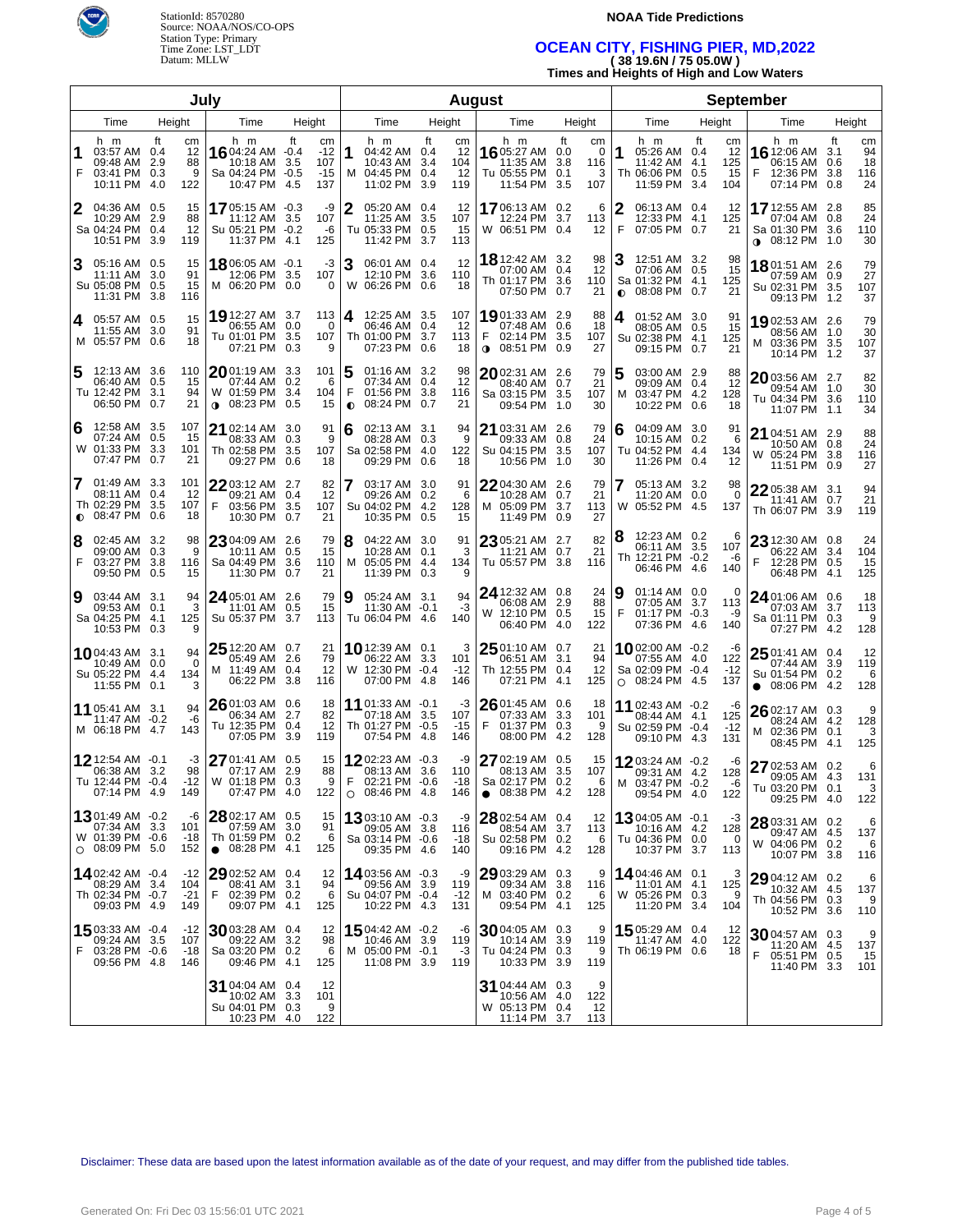StationId: 8570280
Source: NOAA/NOS/CO-OPS
Station Type: Primary
Time Zone: LST_LDT
Datum: MLLW

**NOAA Tide Predictions**

# OCEAN CITY, FISHING PIER, MD,2022

**( 38 19.6N / 75 05.0W )**

**Times and Heights of High and Low Waters**

## July

| Day | Time | ft | cm | Time | ft | cm | Time | ft | cm | Time | ft | cm |
|---|---|---|---|---|---|---|---|---|---|---|---|---|
| 1 F | 03:57 AM | 0.4 | 12 | 09:48 AM | 2.9 | 88 | 03:41 PM | 0.3 | 9 | 10:11 PM | 4.0 | 122 |
| 2 Sa | 04:36 AM | 0.5 | 15 | 10:29 AM | 2.9 | 88 | 04:24 PM | 0.4 | 12 | 10:51 PM | 3.9 | 119 |
| 3 Su | 05:16 AM | 0.5 | 15 | 11:11 AM | 3.0 | 91 | 05:08 PM | 0.5 | 15 | 11:31 PM | 3.8 | 116 |
| 4 M | 05:57 AM | 0.5 | 15 | 11:55 AM | 3.0 | 91 | 05:57 PM | 0.6 | 18 | | | |
| 5 Tu | 12:13 AM | 3.6 | 110 | 06:40 AM | 0.5 | 15 | 12:42 PM | 3.1 | 94 | 06:50 PM | 0.7 | 21 |
| 6 W | 12:58 AM | 3.5 | 107 | 07:24 AM | 0.5 | 15 | 01:33 PM | 3.3 | 101 | 07:47 PM | 0.7 | 21 |
| 7 Th ◐ | 01:49 AM | 3.3 | 101 | 08:11 AM | 0.4 | 12 | 02:29 PM | 3.5 | 107 | 08:47 PM | 0.6 | 18 |
| 8 F | 02:45 AM | 3.2 | 98 | 09:00 AM | 0.3 | 9 | 03:27 PM | 3.8 | 116 | 09:50 PM | 0.5 | 15 |
| 9 Sa | 03:44 AM | 3.1 | 94 | 09:53 AM | 0.1 | 3 | 04:25 PM | 4.1 | 125 | 10:53 PM | 0.3 | 9 |
| 10 Su | 04:43 AM | 3.1 | 94 | 10:49 AM | 0.0 | 0 | 05:22 PM | 4.4 | 134 | 11:55 PM | 0.1 | 3 |
| 11 M | 05:41 AM | 3.1 | 94 | 11:47 AM | -0.2 | -6 | 06:18 PM | 4.7 | 143 | | | |
| 12 Tu | 12:54 AM | -0.1 | -3 | 06:38 AM | 3.2 | 98 | 12:44 PM | -0.4 | -12 | 07:14 PM | 4.9 | 149 |
| 13 W ○ | 01:49 AM | -0.2 | -6 | 07:34 AM | 3.3 | 101 | 01:39 PM | -0.6 | -18 | 08:09 PM | 5.0 | 152 |
| 14 Th | 02:42 AM | -0.4 | -12 | 08:29 AM | 3.4 | 104 | 02:34 PM | -0.7 | -21 | 09:03 PM | 4.9 | 149 |
| 15 F | 03:33 AM | -0.4 | -12 | 09:24 AM | 3.5 | 107 | 03:28 PM | -0.6 | -18 | 09:56 PM | 4.8 | 146 |
| 16 Sa | 04:24 AM | -0.4 | -12 | 10:18 AM | 3.5 | 107 | 04:24 PM | -0.5 | -15 | 10:47 PM | 4.5 | 137 |
| 17 Su | 05:15 AM | -0.3 | -9 | 11:12 AM | 3.5 | 107 | 05:21 PM | -0.2 | -6 | 11:37 PM | 4.1 | 125 |
| 18 M | 06:05 AM | -0.1 | -3 | 12:06 PM | 3.5 | 107 | 06:20 PM | 0.0 | 0 | | | |
| 19 Tu | 12:27 AM | 3.7 | 113 | 06:55 AM | 0.0 | 0 | 01:01 PM | 3.5 | 107 | 07:23 PM | 0.3 | 9 |
| 20 W ◑ | 01:19 AM | 3.3 | 101 | 07:44 AM | 0.2 | 6 | 01:59 PM | 3.4 | 104 | 08:23 PM | 0.5 | 15 |
| 21 Th | 02:14 AM | 3.0 | 91 | 08:33 AM | 0.3 | 9 | 02:58 PM | 3.5 | 107 | 09:27 PM | 0.6 | 18 |
| 22 F | 03:12 AM | 2.7 | 82 | 09:21 AM | 0.4 | 12 | 03:56 PM | 3.5 | 107 | 10:30 PM | 0.7 | 21 |
| 23 Sa | 04:09 AM | 2.6 | 79 | 10:11 AM | 0.5 | 15 | 04:49 PM | 3.6 | 110 | 11:30 PM | 0.7 | 21 |
| 24 Su | 05:01 AM | 2.6 | 79 | 11:01 AM | 0.5 | 15 | 05:37 PM | 3.7 | 113 | | | |
| 25 M | 12:20 AM | 0.7 | 21 | 05:49 AM | 2.6 | 79 | 11:49 AM | 0.4 | 12 | 06:22 PM | 3.8 | 116 |
| 26 Tu | 01:03 AM | 0.6 | 18 | 06:34 AM | 2.7 | 82 | 12:35 PM | 0.4 | 12 | 07:05 PM | 3.9 | 119 |
| 27 W | 01:41 AM | 0.5 | 15 | 07:17 AM | 2.9 | 88 | 01:18 PM | 0.3 | 9 | 07:47 PM | 4.0 | 122 |
| 28 Th ● | 02:17 AM | 0.5 | 15 | 07:59 AM | 3.0 | 91 | 01:59 PM | 0.2 | 6 | 08:28 PM | 4.1 | 125 |
| 29 F | 02:52 AM | 0.4 | 12 | 08:41 AM | 3.1 | 94 | 02:39 PM | 0.2 | 6 | 09:07 PM | 4.1 | 125 |
| 30 Sa | 03:28 AM | 0.4 | 12 | 09:22 AM | 3.2 | 98 | 03:20 PM | 0.2 | 6 | 09:46 PM | 4.1 | 125 |
| 31 Su | 04:04 AM | 0.4 | 12 | 10:02 AM | 3.3 | 101 | 04:01 PM | 0.3 | 9 | 10:23 PM | 4.0 | 122 |

## August

| Day | Time | ft | cm | Time | ft | cm | Time | ft | cm | Time | ft | cm |
|---|---|---|---|---|---|---|---|---|---|---|---|---|
| 1 M | 04:42 AM | 0.4 | 12 | 10:43 AM | 3.4 | 104 | 04:45 PM | 0.4 | 12 | 11:02 PM | 3.9 | 119 |
| 2 Tu | 05:20 AM | 0.4 | 12 | 11:25 AM | 3.5 | 107 | 05:33 PM | 0.5 | 15 | 11:42 PM | 3.7 | 113 |
| 3 W | 06:01 AM | 0.4 | 12 | 12:10 PM | 3.6 | 110 | 06:26 PM | 0.6 | 18 | | | |
| 4 Th | 12:25 AM | 3.5 | 107 | 06:46 AM | 0.4 | 12 | 01:00 PM | 3.7 | 113 | 07:23 PM | 0.6 | 18 |
| 5 F ◐ | 01:16 AM | 3.2 | 98 | 07:34 AM | 0.4 | 12 | 01:56 PM | 3.8 | 116 | 08:24 PM | 0.7 | 21 |
| 6 Sa | 02:13 AM | 3.1 | 94 | 08:28 AM | 0.3 | 9 | 02:58 PM | 4.0 | 122 | 09:29 PM | 0.6 | 18 |
| 7 Su | 03:17 AM | 3.0 | 91 | 09:26 AM | 0.2 | 6 | 04:02 PM | 4.2 | 128 | 10:35 PM | 0.5 | 15 |
| 8 M | 04:22 AM | 3.0 | 91 | 10:28 AM | 0.1 | 3 | 05:05 PM | 4.4 | 134 | 11:39 PM | 0.3 | 9 |
| 9 Tu | 05:24 AM | 3.1 | 94 | 11:30 AM | -0.1 | -3 | 06:04 PM | 4.6 | 140 | | | |
| 10 W | 12:39 AM | 0.1 | 3 | 06:22 AM | 3.3 | 101 | 12:30 PM | -0.4 | -12 | 07:00 PM | 4.8 | 146 |
| 11 Th | 01:33 AM | -0.1 | -3 | 07:18 AM | 3.5 | 107 | 01:27 PM | -0.5 | -15 | 07:54 PM | 4.8 | 146 |
| 12 F ○ | 02:23 AM | -0.3 | -9 | 08:13 AM | 3.6 | 110 | 02:21 PM | -0.6 | -18 | 08:46 PM | 4.8 | 146 |
| 13 Sa | 03:10 AM | -0.3 | -9 | 09:05 AM | 3.8 | 116 | 03:14 PM | -0.6 | -18 | 09:35 PM | 4.6 | 140 |
| 14 Su | 03:56 AM | -0.3 | -9 | 09:56 AM | 3.9 | 119 | 04:07 PM | -0.4 | -12 | 10:22 PM | 4.3 | 131 |
| 15 M | 04:42 AM | -0.2 | -6 | 10:46 AM | 3.9 | 119 | 05:00 PM | -0.1 | -3 | 11:08 PM | 3.9 | 119 |
| 16 Tu | 05:27 AM | 0.0 | 0 | 11:35 AM | 3.8 | 116 | 05:55 PM | 0.1 | 3 | 11:54 PM | 3.5 | 107 |
| 17 W | 06:13 AM | 0.2 | 6 | 12:24 PM | 3.7 | 113 | 06:51 PM | 0.4 | 12 | | | |
| 18 Th | 12:42 AM | 3.2 | 98 | 07:00 AM | 0.4 | 12 | 01:17 PM | 3.6 | 110 | 07:50 PM | 0.7 | 21 |
| 19 F ◑ | 01:33 AM | 2.9 | 88 | 07:48 AM | 0.6 | 18 | 02:14 PM | 3.5 | 107 | 08:51 PM | 0.9 | 27 |
| 20 Sa | 02:31 AM | 2.6 | 79 | 08:40 AM | 0.7 | 21 | 03:15 PM | 3.5 | 107 | 09:54 PM | 1.0 | 30 |
| 21 Su | 03:31 AM | 2.6 | 79 | 09:33 AM | 0.8 | 24 | 04:15 PM | 3.5 | 107 | 10:56 PM | 1.0 | 30 |
| 22 M | 04:30 AM | 2.6 | 79 | 10:28 AM | 0.7 | 21 | 05:09 PM | 3.7 | 113 | 11:49 PM | 0.9 | 27 |
| 23 Tu | 05:21 AM | 2.7 | 82 | 11:21 AM | 0.7 | 21 | 05:57 PM | 3.8 | 116 | | | |
| 24 W | 12:32 AM | 0.8 | 24 | 06:08 AM | 2.9 | 88 | 12:10 PM | 0.5 | 15 | 06:40 PM | 4.0 | 122 |
| 25 Th | 01:10 AM | 0.7 | 21 | 06:51 AM | 3.1 | 94 | 12:55 PM | 0.4 | 12 | 07:21 PM | 4.1 | 125 |
| 26 F | 01:45 AM | 0.6 | 18 | 07:33 AM | 3.3 | 101 | 01:37 PM | 0.3 | 9 | 08:00 PM | 4.2 | 128 |
| 27 Sa ● | 02:19 AM | 0.5 | 15 | 08:13 AM | 3.5 | 107 | 02:17 PM | 0.2 | 6 | 08:38 PM | 4.2 | 128 |
| 28 Su | 02:54 AM | 0.4 | 12 | 08:54 AM | 3.7 | 113 | 02:58 PM | 0.2 | 6 | 09:16 PM | 4.2 | 128 |
| 29 M | 03:29 AM | 0.3 | 9 | 09:34 AM | 3.8 | 116 | 03:40 PM | 0.2 | 6 | 09:54 PM | 4.1 | 125 |
| 30 Tu | 04:05 AM | 0.3 | 9 | 10:14 AM | 3.9 | 119 | 04:24 PM | 0.3 | 9 | 10:33 PM | 3.9 | 119 |
| 31 W | 04:44 AM | 0.3 | 9 | 10:56 AM | 4.0 | 122 | 05:13 PM | 0.4 | 12 | 11:14 PM | 3.7 | 113 |

## September

| Day | Time | ft | cm | Time | ft | cm | Time | ft | cm | Time | ft | cm |
|---|---|---|---|---|---|---|---|---|---|---|---|---|
| 1 Th | 05:26 AM | 0.4 | 12 | 11:42 AM | 4.1 | 125 | 06:06 PM | 0.5 | 15 | 11:59 PM | 3.4 | 104 |
| 2 F | 06:13 AM | 0.4 | 12 | 12:33 PM | 4.1 | 125 | 07:05 PM | 0.7 | 21 | | | |
| 3 Sa ◐ | 12:51 AM | 3.2 | 98 | 07:06 AM | 0.5 | 15 | 01:32 PM | 4.1 | 125 | 08:08 PM | 0.7 | 21 |
| 4 Su | 01:52 AM | 3.0 | 91 | 08:05 AM | 0.5 | 15 | 02:38 PM | 4.1 | 125 | 09:15 PM | 0.7 | 21 |
| 5 M | 03:00 AM | 2.9 | 88 | 09:09 AM | 0.4 | 12 | 03:47 PM | 4.2 | 128 | 10:22 PM | 0.6 | 18 |
| 6 Tu | 04:09 AM | 3.0 | 91 | 10:15 AM | 0.2 | 6 | 04:52 PM | 4.4 | 134 | 11:26 PM | 0.4 | 12 |
| 7 W | 05:13 AM | 3.2 | 98 | 11:20 AM | 0.0 | 0 | 05:52 PM | 4.5 | 137 | | | |
| 8 Th | 12:23 AM | 0.2 | 6 | 06:11 AM | 3.5 | 107 | 12:21 PM | -0.2 | -6 | 06:46 PM | 4.6 | 140 |
| 9 F | 01:14 AM | 0.0 | 0 | 07:05 AM | 3.7 | 113 | 01:17 PM | -0.3 | -9 | 07:36 PM | 4.6 | 140 |
| 10 Sa ○ | 02:00 AM | -0.2 | -6 | 07:55 AM | 4.0 | 122 | 02:09 PM | -0.4 | -12 | 08:24 PM | 4.5 | 137 |
| 11 Su | 02:43 AM | -0.2 | -6 | 08:44 AM | 4.1 | 125 | 02:59 PM | -0.4 | -12 | 09:10 PM | 4.3 | 131 |
| 12 M | 03:24 AM | -0.2 | -6 | 09:31 AM | 4.2 | 128 | 03:47 PM | -0.2 | -6 | 09:54 PM | 4.0 | 122 |
| 13 Tu | 04:05 AM | -0.1 | -3 | 10:16 AM | 4.2 | 128 | 04:36 PM | 0.0 | 0 | 10:37 PM | 3.7 | 113 |
| 14 W | 04:46 AM | 0.1 | 3 | 11:01 AM | 4.1 | 125 | 05:26 PM | 0.3 | 9 | 11:20 PM | 3.4 | 104 |
| 15 Th | 05:29 AM | 0.4 | 12 | 11:47 AM | 4.0 | 122 | 06:19 PM | 0.6 | 18 | | | |
| 16 F | 12:06 AM | 3.1 | 94 | 06:15 AM | 0.6 | 18 | 12:36 PM | 3.8 | 116 | 07:14 PM | 0.8 | 24 |
| 17 Sa ◑ | 12:55 AM | 2.8 | 85 | 07:04 AM | 0.8 | 24 | 01:30 PM | 3.6 | 110 | 08:12 PM | 1.0 | 30 |
| 18 Su | 01:51 AM | 2.6 | 79 | 07:59 AM | 0.9 | 27 | 02:31 PM | 3.5 | 107 | 09:13 PM | 1.2 | 37 |
| 19 M | 02:53 AM | 2.6 | 79 | 08:56 AM | 1.0 | 30 | 03:36 PM | 3.5 | 107 | 10:14 PM | 1.2 | 37 |
| 20 Tu | 03:56 AM | 2.7 | 82 | 09:54 AM | 1.0 | 30 | 04:34 PM | 3.6 | 110 | 11:07 PM | 1.1 | 34 |
| 21 W | 04:51 AM | 2.9 | 88 | 10:50 AM | 0.8 | 24 | 05:24 PM | 3.8 | 116 | 11:51 PM | 0.9 | 27 |
| 22 Th | 05:38 AM | 3.1 | 94 | 11:41 AM | 0.7 | 21 | 06:07 PM | 3.9 | 119 | | | |
| 23 F | 12:30 AM | 0.8 | 24 | 06:22 AM | 3.4 | 104 | 12:28 PM | 0.5 | 15 | 06:48 PM | 4.1 | 125 |
| 24 Sa | 01:06 AM | 0.6 | 18 | 07:03 AM | 3.7 | 113 | 01:11 PM | 0.3 | 9 | 07:27 PM | 4.2 | 128 |
| 25 Su ● | 01:41 AM | 0.4 | 12 | 07:44 AM | 3.9 | 119 | 01:54 PM | 0.2 | 6 | 08:06 PM | 4.2 | 128 |
| 26 M | 02:17 AM | 0.3 | 9 | 08:24 AM | 4.2 | 128 | 02:36 PM | 0.1 | 3 | 08:45 PM | 4.1 | 125 |
| 27 Tu | 02:53 AM | 0.2 | 6 | 09:05 AM | 4.3 | 131 | 03:20 PM | 0.1 | 3 | 09:25 PM | 4.0 | 122 |
| 28 W | 03:31 AM | 0.2 | 6 | 09:47 AM | 4.5 | 137 | 04:06 PM | 0.2 | 6 | 10:07 PM | 3.8 | 116 |
| 29 Th | 04:12 AM | 0.2 | 6 | 10:32 AM | 4.5 | 137 | 04:56 PM | 0.3 | 9 | 10:52 PM | 3.6 | 110 |
| 30 F | 04:57 AM | 0.3 | 9 | 11:20 AM | 4.5 | 137 | 05:51 PM | 0.5 | 15 | 11:40 PM | 3.3 | 101 |

Disclaimer: These data are based upon the latest information available as of the date of your request, and may differ from the published tide tables.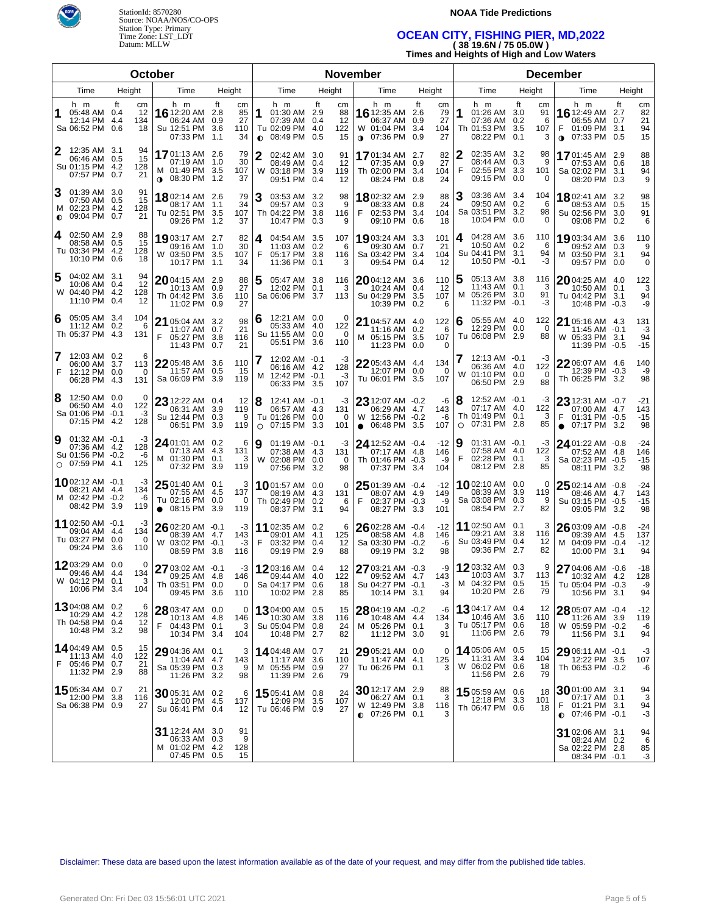StationId: 8570280
Source: NOAA/NOS/CO-OPS
Station Type: Primary
Time Zone: LST_LDT
Datum: MLLW

**NOAA Tide Predictions**

## OCEAN CITY, FISHING PIER, MD,2022

**( 38 19.6N / 75 05.0W )**

**Times and Heights of High and Low Waters**

### October

| Day | Time | Height (ft) | Height (cm) |
|---|---|---|---|
| 1 Sa | 05:48 AM | 0.4 | 12 |
| | 12:14 PM | 4.4 | 134 |
| | 06:52 PM | 0.6 | 18 |
| 2 Su | 12:35 AM | 3.1 | 94 |
| | 06:46 AM | 0.5 | 15 |
| | 01:15 PM | 4.2 | 128 |
| | 07:57 PM | 0.7 | 21 |
| 3 M ◐ | 01:39 AM | 3.0 | 91 |
| | 07:50 AM | 0.5 | 15 |
| | 02:23 PM | 4.2 | 128 |
| | 09:04 PM | 0.7 | 21 |
| 4 Tu | 02:50 AM | 2.9 | 88 |
| | 08:58 AM | 0.5 | 15 |
| | 03:34 PM | 4.2 | 128 |
| | 10:10 PM | 0.6 | 18 |
| 5 W | 04:02 AM | 3.1 | 94 |
| | 10:06 AM | 0.4 | 12 |
| | 04:40 PM | 4.2 | 128 |
| | 11:10 PM | 0.4 | 12 |
| 6 Th | 05:05 AM | 3.4 | 104 |
| | 11:12 AM | 0.2 | 6 |
| | 05:37 PM | 4.3 | 131 |
| 7 F | 12:03 AM | 0.2 | 6 |
| | 06:00 AM | 3.7 | 113 |
| | 12:12 PM | 0.0 | 0 |
| | 06:28 PM | 4.3 | 131 |
| 8 Sa | 12:50 AM | 0.0 | 0 |
| | 06:50 AM | 4.0 | 122 |
| | 01:06 PM | -0.1 | -3 |
| | 07:15 PM | 4.2 | 128 |
| 9 Su ○ | 01:32 AM | -0.1 | -3 |
| | 07:36 AM | 4.2 | 128 |
| | 01:56 PM | -0.2 | -6 |
| | 07:59 PM | 4.1 | 125 |
| 10 M | 02:12 AM | -0.1 | -3 |
| | 08:21 AM | 4.4 | 134 |
| | 02:42 PM | -0.2 | -6 |
| | 08:42 PM | 3.9 | 119 |
| 11 Tu | 02:50 AM | -0.1 | -3 |
| | 09:04 AM | 4.4 | 134 |
| | 03:27 PM | 0.0 | 0 |
| | 09:24 PM | 3.6 | 110 |
| 12 W | 03:29 AM | 0.0 | 0 |
| | 09:46 AM | 4.4 | 134 |
| | 04:12 PM | 0.1 | 3 |
| | 10:06 PM | 3.4 | 104 |
| 13 Th | 04:08 AM | 0.2 | 6 |
| | 10:29 AM | 4.2 | 128 |
| | 04:58 PM | 0.4 | 12 |
| | 10:48 PM | 3.2 | 98 |
| 14 F | 04:49 AM | 0.5 | 15 |
| | 11:13 AM | 4.0 | 122 |
| | 05:46 PM | 0.7 | 21 |
| | 11:32 PM | 2.9 | 88 |
| 15 Sa | 05:34 AM | 0.7 | 21 |
| | 12:00 PM | 3.8 | 116 |
| | 06:38 PM | 0.9 | 27 |
| 16 Su | 12:20 AM | 2.8 | 85 |
| | 06:24 AM | 0.9 | 27 |
| | 12:51 PM | 3.6 | 110 |
| | 07:33 PM | 1.1 | 34 |
| 17 M ◑ | 01:13 AM | 2.6 | 79 |
| | 07:19 AM | 1.0 | 30 |
| | 01:49 PM | 3.5 | 107 |
| | 08:30 PM | 1.2 | 37 |
| 18 Tu | 02:14 AM | 2.6 | 79 |
| | 08:17 AM | 1.1 | 34 |
| | 02:51 PM | 3.5 | 107 |
| | 09:26 PM | 1.2 | 37 |
| 19 W | 03:17 AM | 2.7 | 82 |
| | 09:16 AM | 1.0 | 30 |
| | 03:50 PM | 3.5 | 107 |
| | 10:17 PM | 1.1 | 34 |
| 20 Th | 04:15 AM | 2.9 | 88 |
| | 10:13 AM | 0.9 | 27 |
| | 04:42 PM | 3.6 | 110 |
| | 11:02 PM | 0.9 | 27 |
| 21 F | 05:04 AM | 3.2 | 98 |
| | 11:07 AM | 0.7 | 21 |
| | 05:27 PM | 3.8 | 116 |
| | 11:43 PM | 0.7 | 21 |
| 22 Sa | 05:48 AM | 3.6 | 110 |
| | 11:57 AM | 0.5 | 15 |
| | 06:09 PM | 3.9 | 119 |
| 23 Su | 12:22 AM | 0.4 | 12 |
| | 06:31 AM | 3.9 | 119 |
| | 12:44 PM | 0.3 | 9 |
| | 06:51 PM | 3.9 | 119 |
| 24 M | 01:01 AM | 0.2 | 6 |
| | 07:13 AM | 4.3 | 131 |
| | 01:30 PM | 0.1 | 3 |
| | 07:32 PM | 3.9 | 119 |
| 25 Tu ● | 01:40 AM | 0.1 | 3 |
| | 07:55 AM | 4.5 | 137 |
| | 02:16 PM | 0.0 | 0 |
| | 08:15 PM | 3.9 | 119 |
| 26 W | 02:20 AM | -0.1 | -3 |
| | 08:39 AM | 4.7 | 143 |
| | 03:02 PM | -0.1 | -3 |
| | 08:59 PM | 3.8 | 116 |
| 27 Th | 03:02 AM | -0.1 | -3 |
| | 09:25 AM | 4.8 | 146 |
| | 03:51 PM | 0.0 | 0 |
| | 09:45 PM | 3.6 | 110 |
| 28 F | 03:47 AM | 0.0 | 0 |
| | 10:13 AM | 4.8 | 146 |
| | 04:43 PM | 0.1 | 3 |
| | 10:34 PM | 3.4 | 104 |
| 29 Sa | 04:36 AM | 0.1 | 3 |
| | 11:04 AM | 4.7 | 143 |
| | 05:39 PM | 0.3 | 9 |
| | 11:26 PM | 3.2 | 98 |
| 30 Su | 05:31 AM | 0.2 | 6 |
| | 12:00 PM | 4.5 | 137 |
| | 06:41 PM | 0.4 | 12 |
| 31 M | 12:24 AM | 3.0 | 91 |
| | 06:33 AM | 0.3 | 9 |
| | 01:02 PM | 4.2 | 128 |
| | 07:45 PM | 0.5 | 15 |

### November

| Day | Time | Height (ft) | Height (cm) |
|---|---|---|---|
| 1 Tu ◐ | 01:30 AM | 2.9 | 88 |
| | 07:39 AM | 0.4 | 12 |
| | 02:09 PM | 4.0 | 122 |
| | 08:49 PM | 0.5 | 15 |
| 2 W | 02:42 AM | 3.0 | 91 |
| | 08:49 AM | 0.4 | 12 |
| | 03:18 PM | 3.9 | 119 |
| | 09:51 PM | 0.4 | 12 |
| 3 Th | 03:53 AM | 3.2 | 98 |
| | 09:57 AM | 0.3 | 9 |
| | 04:22 PM | 3.8 | 116 |
| | 10:47 PM | 0.3 | 9 |
| 4 F | 04:54 AM | 3.5 | 107 |
| | 11:03 AM | 0.2 | 6 |
| | 05:17 PM | 3.8 | 116 |
| | 11:36 PM | 0.1 | 3 |
| 5 Sa | 05:47 AM | 3.8 | 116 |
| | 12:02 PM | 0.1 | 3 |
| | 06:06 PM | 3.7 | 113 |
| 6 Su | 12:21 AM | 0.0 | 0 |
| | 05:33 AM | 4.0 | 122 |
| | 11:55 AM | 0.0 | 0 |
| | 05:51 PM | 3.6 | 110 |
| 7 M | 12:02 AM | -0.1 | -3 |
| | 06:16 AM | 4.2 | 128 |
| | 12:42 PM | -0.1 | -3 |
| | 06:33 PM | 3.5 | 107 |
| 8 Tu ○ | 12:41 AM | -0.1 | -3 |
| | 06:57 AM | 4.3 | 131 |
| | 01:26 PM | 0.0 | 0 |
| | 07:15 PM | 3.3 | 101 |
| 9 W | 01:19 AM | -0.1 | -3 |
| | 07:38 AM | 4.3 | 131 |
| | 02:08 PM | 0.0 | 0 |
| | 07:56 PM | 3.2 | 98 |
| 10 Th | 01:57 AM | 0.0 | 0 |
| | 08:19 AM | 4.3 | 131 |
| | 02:49 PM | 0.2 | 6 |
| | 08:37 PM | 3.1 | 94 |
| 11 F | 02:35 AM | 0.2 | 6 |
| | 09:01 AM | 4.1 | 125 |
| | 03:32 PM | 0.4 | 12 |
| | 09:19 PM | 2.9 | 88 |
| 12 Sa | 03:16 AM | 0.4 | 12 |
| | 09:44 AM | 4.0 | 122 |
| | 04:17 PM | 0.6 | 18 |
| | 10:02 PM | 2.8 | 85 |
| 13 Su | 04:00 AM | 0.5 | 15 |
| | 10:30 AM | 3.8 | 116 |
| | 05:04 PM | 0.8 | 24 |
| | 10:48 PM | 2.7 | 82 |
| 14 M | 04:48 AM | 0.7 | 21 |
| | 11:17 AM | 3.6 | 110 |
| | 05:55 PM | 0.9 | 27 |
| | 11:39 PM | 2.6 | 79 |
| 15 Tu | 05:41 AM | 0.8 | 24 |
| | 12:09 PM | 3.5 | 107 |
| | 06:46 PM | 0.9 | 27 |
| 16 W ◑ | 12:35 AM | 2.6 | 79 |
| | 06:37 AM | 0.9 | 27 |
| | 01:04 PM | 3.4 | 104 |
| | 07:36 PM | 0.9 | 27 |
| 17 Th | 01:34 AM | 2.7 | 82 |
| | 07:35 AM | 0.9 | 27 |
| | 02:00 PM | 3.4 | 104 |
| | 08:24 PM | 0.8 | 24 |
| 18 F | 02:32 AM | 2.9 | 88 |
| | 08:33 AM | 0.8 | 24 |
| | 02:53 PM | 3.4 | 104 |
| | 09:10 PM | 0.6 | 18 |
| 19 Sa | 03:24 AM | 3.3 | 101 |
| | 09:30 AM | 0.7 | 21 |
| | 03:42 PM | 3.4 | 104 |
| | 09:54 PM | 0.4 | 12 |
| 20 Su | 04:12 AM | 3.6 | 110 |
| | 10:24 AM | 0.4 | 12 |
| | 04:29 PM | 3.5 | 107 |
| | 10:39 PM | 0.2 | 6 |
| 21 M | 04:57 AM | 4.0 | 122 |
| | 11:16 AM | 0.2 | 6 |
| | 05:15 PM | 3.5 | 107 |
| | 11:23 PM | 0.0 | 0 |
| 22 Tu | 05:43 AM | 4.4 | 134 |
| | 12:07 PM | 0.0 | 0 |
| | 06:01 PM | 3.5 | 107 |
| 23 W ● | 12:07 AM | -0.2 | -6 |
| | 06:29 AM | 4.7 | 143 |
| | 12:56 PM | -0.2 | -6 |
| | 06:48 PM | 3.5 | 107 |
| 24 Th | 12:52 AM | -0.4 | -12 |
| | 07:17 AM | 4.8 | 146 |
| | 01:46 PM | -0.3 | -9 |
| | 07:37 PM | 3.4 | 104 |
| 25 F | 01:39 AM | -0.4 | -12 |
| | 08:07 AM | 4.9 | 149 |
| | 02:37 PM | -0.3 | -9 |
| | 08:27 PM | 3.3 | 101 |
| 26 Sa | 02:28 AM | -0.4 | -12 |
| | 08:58 AM | 4.8 | 146 |
| | 03:30 PM | -0.2 | -6 |
| | 09:19 PM | 3.2 | 98 |
| 27 Su | 03:21 AM | -0.3 | -9 |
| | 09:52 AM | 4.7 | 143 |
| | 04:27 PM | -0.1 | -3 |
| | 10:14 PM | 3.1 | 94 |
| 28 M | 04:19 AM | -0.2 | -6 |
| | 10:48 AM | 4.4 | 134 |
| | 05:26 PM | 0.1 | 3 |
| | 11:12 PM | 3.0 | 91 |
| 29 Tu | 05:21 AM | 0.0 | 0 |
| | 11:47 AM | 4.1 | 125 |
| | 06:26 PM | 0.1 | 3 |
| 30 W ◐ | 12:17 AM | 2.9 | 88 |
| | 06:27 AM | 0.1 | 3 |
| | 12:49 PM | 3.8 | 116 |
| | 07:26 PM | 0.1 | 3 |

### December

| Day | Time | Height (ft) | Height (cm) |
|---|---|---|---|
| 1 Th | 01:26 AM | 3.0 | 91 |
| | 07:36 AM | 0.2 | 6 |
| | 01:53 PM | 3.5 | 107 |
| | 08:22 PM | 0.1 | 3 |
| 2 F | 02:35 AM | 3.2 | 98 |
| | 08:44 AM | 0.3 | 9 |
| | 02:55 PM | 3.3 | 101 |
| | 09:15 PM | 0.0 | 0 |
| 3 Sa | 03:36 AM | 3.4 | 104 |
| | 09:50 AM | 0.2 | 6 |
| | 03:51 PM | 3.2 | 98 |
| | 10:04 PM | 0.0 | 0 |
| 4 Su | 04:28 AM | 3.6 | 110 |
| | 10:50 AM | 0.2 | 6 |
| | 04:41 PM | 3.1 | 94 |
| | 10:50 PM | -0.1 | -3 |
| 5 M | 05:13 AM | 3.8 | 116 |
| | 11:43 AM | 0.1 | 3 |
| | 05:26 PM | 3.0 | 91 |
| | 11:32 PM | -0.1 | -3 |
| 6 Tu | 05:55 AM | 4.0 | 122 |
| | 12:29 PM | 0.0 | 0 |
| | 06:08 PM | 2.9 | 88 |
| 7 W | 12:13 AM | -0.1 | -3 |
| | 06:36 AM | 4.0 | 122 |
| | 01:10 PM | 0.0 | 0 |
| | 06:50 PM | 2.9 | 88 |
| 8 Th ○ | 12:52 AM | -0.1 | -3 |
| | 07:17 AM | 4.0 | 122 |
| | 01:49 PM | 0.1 | 3 |
| | 07:31 PM | 2.8 | 85 |
| 9 F | 01:31 AM | -0.1 | -3 |
| | 07:58 AM | 4.0 | 122 |
| | 02:28 PM | 0.1 | 3 |
| | 08:12 PM | 2.8 | 85 |
| 10 Sa | 02:10 AM | 0.0 | 0 |
| | 08:39 AM | 3.9 | 119 |
| | 03:08 PM | 0.3 | 9 |
| | 08:54 PM | 2.7 | 82 |
| 11 Su | 02:50 AM | 0.1 | 3 |
| | 09:21 AM | 3.8 | 116 |
| | 03:49 PM | 0.4 | 12 |
| | 09:36 PM | 2.7 | 82 |
| 12 M | 03:32 AM | 0.3 | 9 |
| | 10:03 AM | 3.7 | 113 |
| | 04:32 PM | 0.5 | 15 |
| | 10:20 PM | 2.6 | 79 |
| 13 Tu | 04:17 AM | 0.4 | 12 |
| | 10:46 AM | 3.6 | 110 |
| | 05:17 PM | 0.6 | 18 |
| | 11:06 PM | 2.6 | 79 |
| 14 W | 05:06 AM | 0.5 | 15 |
| | 11:31 AM | 3.4 | 104 |
| | 06:02 PM | 0.6 | 18 |
| | 11:56 PM | 2.6 | 79 |
| 15 Th | 05:59 AM | 0.6 | 18 |
| | 12:18 PM | 3.3 | 101 |
| | 06:47 PM | 0.6 | 18 |
| 16 F ◑ | 12:49 AM | 2.7 | 82 |
| | 06:55 AM | 0.7 | 21 |
| | 01:09 PM | 3.1 | 94 |
| | 07:33 PM | 0.5 | 15 |
| 17 Sa | 01:45 AM | 2.9 | 88 |
| | 07:53 AM | 0.6 | 18 |
| | 02:02 PM | 3.1 | 94 |
| | 08:20 PM | 0.3 | 9 |
| 18 Su | 02:41 AM | 3.2 | 98 |
| | 08:53 AM | 0.5 | 15 |
| | 02:56 PM | 3.0 | 91 |
| | 09:08 PM | 0.2 | 6 |
| 19 M | 03:34 AM | 3.6 | 110 |
| | 09:52 AM | 0.3 | 9 |
| | 03:50 PM | 3.1 | 94 |
| | 09:57 PM | 0.0 | 0 |
| 20 Tu | 04:25 AM | 4.0 | 122 |
| | 10:50 AM | 0.1 | 3 |
| | 04:42 PM | 3.1 | 94 |
| | 10:48 PM | -0.3 | -9 |
| 21 W | 05:16 AM | 4.3 | 131 |
| | 11:45 AM | -0.1 | -3 |
| | 05:33 PM | 3.1 | 94 |
| | 11:39 PM | -0.5 | -15 |
| 22 Th | 06:07 AM | 4.6 | 140 |
| | 12:39 PM | -0.3 | -9 |
| | 06:25 PM | 3.2 | 98 |
| 23 F ● | 12:31 AM | -0.7 | -21 |
| | 07:00 AM | 4.7 | 143 |
| | 01:31 PM | -0.5 | -15 |
| | 07:17 PM | 3.2 | 98 |
| 24 Sa | 01:22 AM | -0.8 | -24 |
| | 07:52 AM | 4.8 | 146 |
| | 02:23 PM | -0.5 | -15 |
| | 08:11 PM | 3.2 | 98 |
| 25 Su | 02:14 AM | -0.8 | -24 |
| | 08:46 AM | 4.7 | 143 |
| | 03:15 PM | -0.5 | -15 |
| | 09:05 PM | 3.2 | 98 |
| 26 M | 03:09 AM | -0.8 | -24 |
| | 09:39 AM | 4.5 | 137 |
| | 04:09 PM | -0.4 | -12 |
| | 10:00 PM | 3.1 | 94 |
| 27 Tu | 04:06 AM | -0.6 | -18 |
| | 10:32 AM | 4.2 | 128 |
| | 05:04 PM | -0.3 | -9 |
| | 10:56 PM | 3.1 | 94 |
| 28 W | 05:07 AM | -0.4 | -12 |
| | 11:26 AM | 3.9 | 119 |
| | 05:59 PM | -0.2 | -6 |
| | 11:56 PM | 3.1 | 94 |
| 29 Th | 06:11 AM | -0.1 | -3 |
| | 12:22 PM | 3.5 | 107 |
| | 06:53 PM | -0.2 | -6 |
| 30 F ◐ | 01:00 AM | 3.1 | 94 |
| | 07:17 AM | 0.1 | 3 |
| | 01:21 PM | 3.1 | 94 |
| | 07:46 PM | -0.1 | -3 |
| 31 Sa | 02:06 AM | 3.1 | 94 |
| | 08:24 AM | 0.2 | 6 |
| | 02:22 PM | 2.8 | 85 |
| | 08:34 PM | -0.1 | -3 |

Disclaimer: These data are based upon the latest information available as of the date of your request, and may differ from the published tide tables.

Generated On: Fri Dec 03 15:56:01 UTC 2021